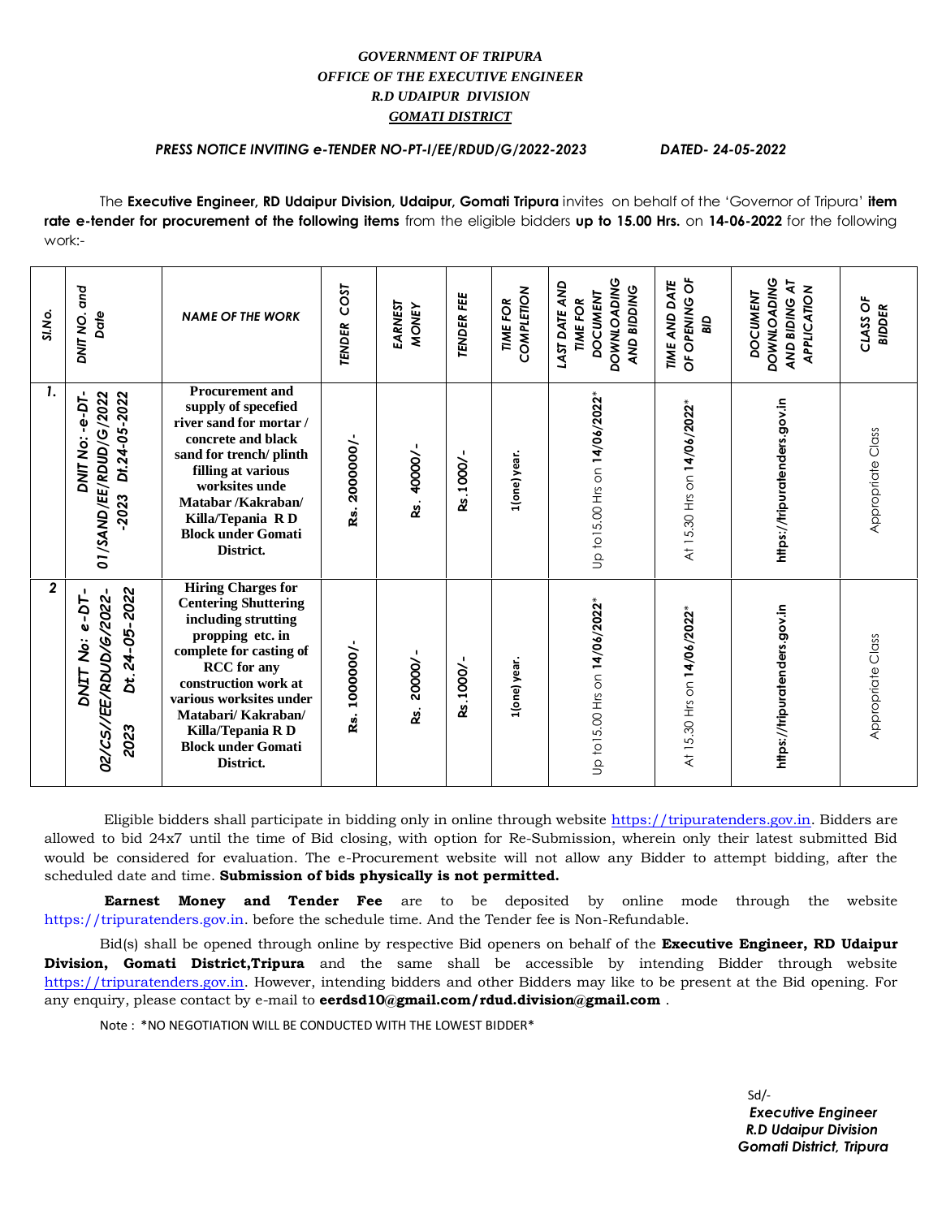*GOVERNMENT OF TRIPURA*
*OFFICE OF THE EXECUTIVE ENGINEER*
*R.D UDAIPUR DIVISION*
*GOMATI DISTRICT*

***PRESS NOTICE INVITING e-TENDER NO-PT-I/EE/RDUD/G/2022-2023*** ***DATED- 24-05-2022***

The **Executive Engineer, RD Udaipur Division, Udaipur, Gomati Tripura** invites on behalf of the 'Governor of Tripura' **item rate e-tender for procurement of the following items** from the eligible bidders **up to 15.00 Hrs.** on **14-06-2022** for the following work:-

| *Sl.No.* | *DNIT NO. and Date* | *NAME OF THE WORK* | *TENDER COST* | *EARNEST MONEY* | *TENDER FEE* | *TIME FOR COMPLETION* | *LAST DATE AND TIME FOR DOCUMENT DOWNLOADING AND BIDDING* | *TIME AND DATE OF OPENING OF BID* | *DOCUMENT DOWNLOADING AND BIDING AT APPLICATION* | *CLASS OF BIDDER* |
|---|---|---|---|---|---|---|---|---|---|---|
| 1. | DNIT No: -e-DT-01/SAND/EE/RDUD/G/2022-2023 Dt.24-05-2022 | **Procurement and supply of specefied river sand for mortar / concrete and black sand for trench/ plinth filling at various worksites unde Matabar /Kakraban/ Killa/Tepania R D Block under Gomati District.** | **Rs. 2000000/-** | **Rs. 40000/-** | **Rs.1000/-** | **1(one) year.** | Up to15.00 Hrs on **14/06/2022*** | At 15.30 Hrs on **14/06/2022*** | **https://tripuratenders.gov.in** | Appropriate Class |
| 2 | DNIT No: e-DT-02/CS//EE/RDUD/G/2022-2023 Dt.24-05-2022 | **Hiring Charges for Centering Shuttering including strutting propping etc. in complete for casting of RCC for any construction work at various worksites under Matabari/ Kakraban/ Killa/Tepania R D Block under Gomati District.** | **Rs. 1000000/-** | **Rs. 20000/-** | **Rs.1000/-** | **1(one) year.** | Up to15.00 Hrs on **14/06/2022*** | At 15.30 Hrs on **14/06/2022*** | **https://tripuratenders.gov.in** | Appropriate Class |

Eligible bidders shall participate in bidding only in online through website https://tripuratenders.gov.in. Bidders are allowed to bid 24x7 until the time of Bid closing, with option for Re-Submission, wherein only their latest submitted Bid would be considered for evaluation. The e-Procurement website will not allow any Bidder to attempt bidding, after the scheduled date and time. **Submission of bids physically is not permitted.**

**Earnest Money and Tender Fee** are to be deposited by online mode through the website https://tripuratenders.gov.in. before the schedule time. And the Tender fee is Non-Refundable.

Bid(s) shall be opened through online by respective Bid openers on behalf of the **Executive Engineer, RD Udaipur Division, Gomati District,Tripura** and the same shall be accessible by intending Bidder through website https://tripuratenders.gov.in. However, intending bidders and other Bidders may like to be present at the Bid opening. For any enquiry, please contact by e-mail to **eerdsd10@gmail.com/rdud.division@gmail.com** .

Note : *NO NEGOTIATION WILL BE CONDUCTED WITH THE LOWEST BIDDER*

Sd/-
***Executive Engineer***
***R.D Udaipur Division***
***Gomati District, Tripura***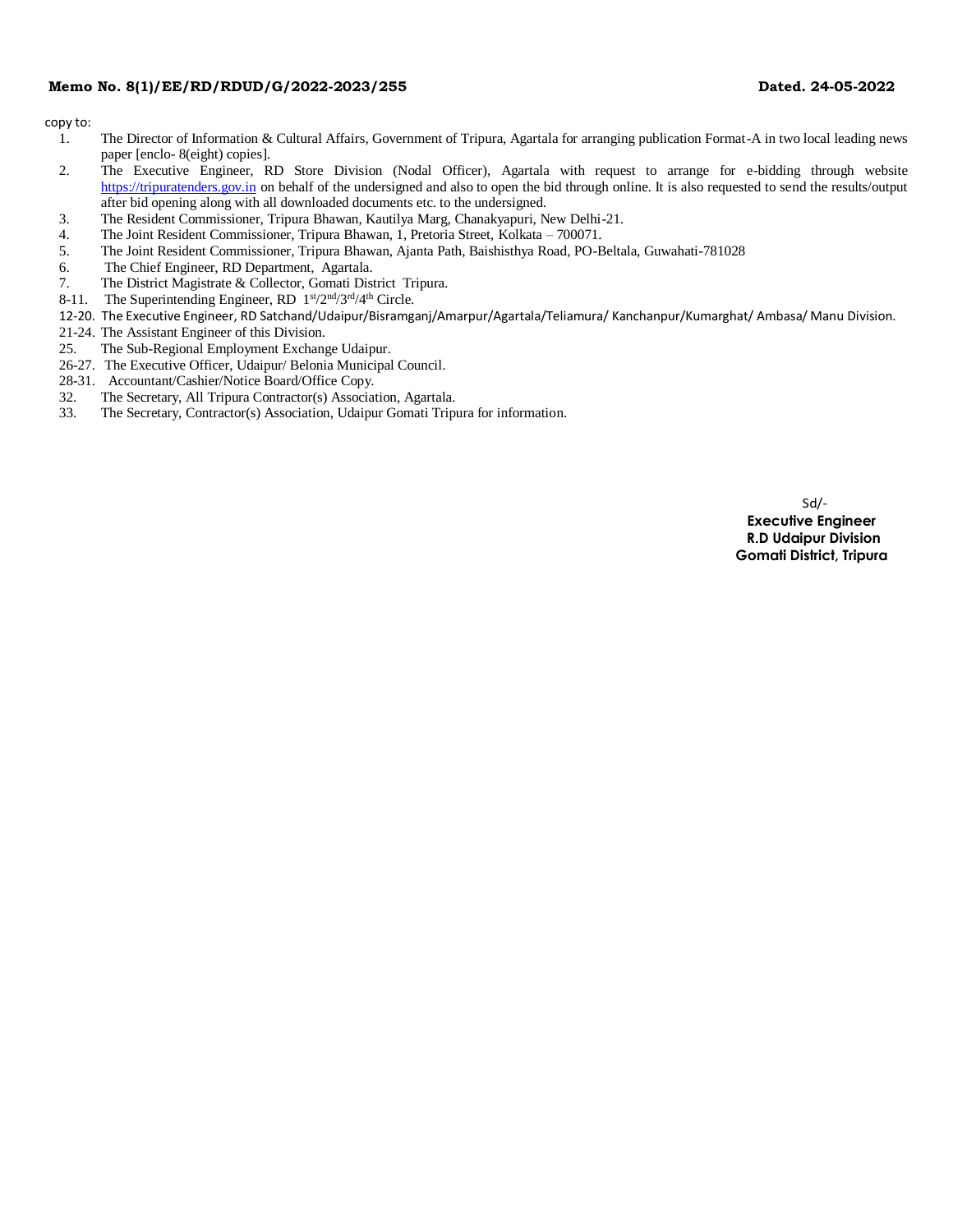**Memo No. 8(1)/EE/RD/RDUD/G/2022-2023/255** **Dated. 24-05-2022**

copy to:

1. The Director of Information & Cultural Affairs, Government of Tripura, Agartala for arranging publication Format-A in two local leading news paper [enclo- 8(eight) copies].
2. The Executive Engineer, RD Store Division (Nodal Officer), Agartala with request to arrange for e-bidding through website https://tripuratenders.gov.in on behalf of the undersigned and also to open the bid through online. It is also requested to send the results/output after bid opening along with all downloaded documents etc. to the undersigned.
3. The Resident Commissioner, Tripura Bhawan, Kautilya Marg, Chanakyapuri, New Delhi-21.
4. The Joint Resident Commissioner, Tripura Bhawan, 1, Pretoria Street, Kolkata – 700071.
5. The Joint Resident Commissioner, Tripura Bhawan, Ajanta Path, Baishisthya Road, PO-Beltala, Guwahati-781028
6. The Chief Engineer, RD Department, Agartala.
7. The District Magistrate & Collector, Gomati District Tripura.

8-11. The Superintending Engineer, RD 1st/2nd/3rd/4th Circle.

12-20. The Executive Engineer, RD Satchand/Udaipur/Bisramganj/Amarpur/Agartala/Teliamura/ Kanchanpur/Kumarghat/ Ambasa/ Manu Division.

21-24. The Assistant Engineer of this Division.

25. The Sub-Regional Employment Exchange Udaipur.

26-27. The Executive Officer, Udaipur/ Belonia Municipal Council.

28-31. Accountant/Cashier/Notice Board/Office Copy.

32. The Secretary, All Tripura Contractor(s) Association, Agartala.

33. The Secretary, Contractor(s) Association, Udaipur Gomati Tripura for information.

Sd/-
**Executive Engineer**
**R.D Udaipur Division**
**Gomati District, Tripura**